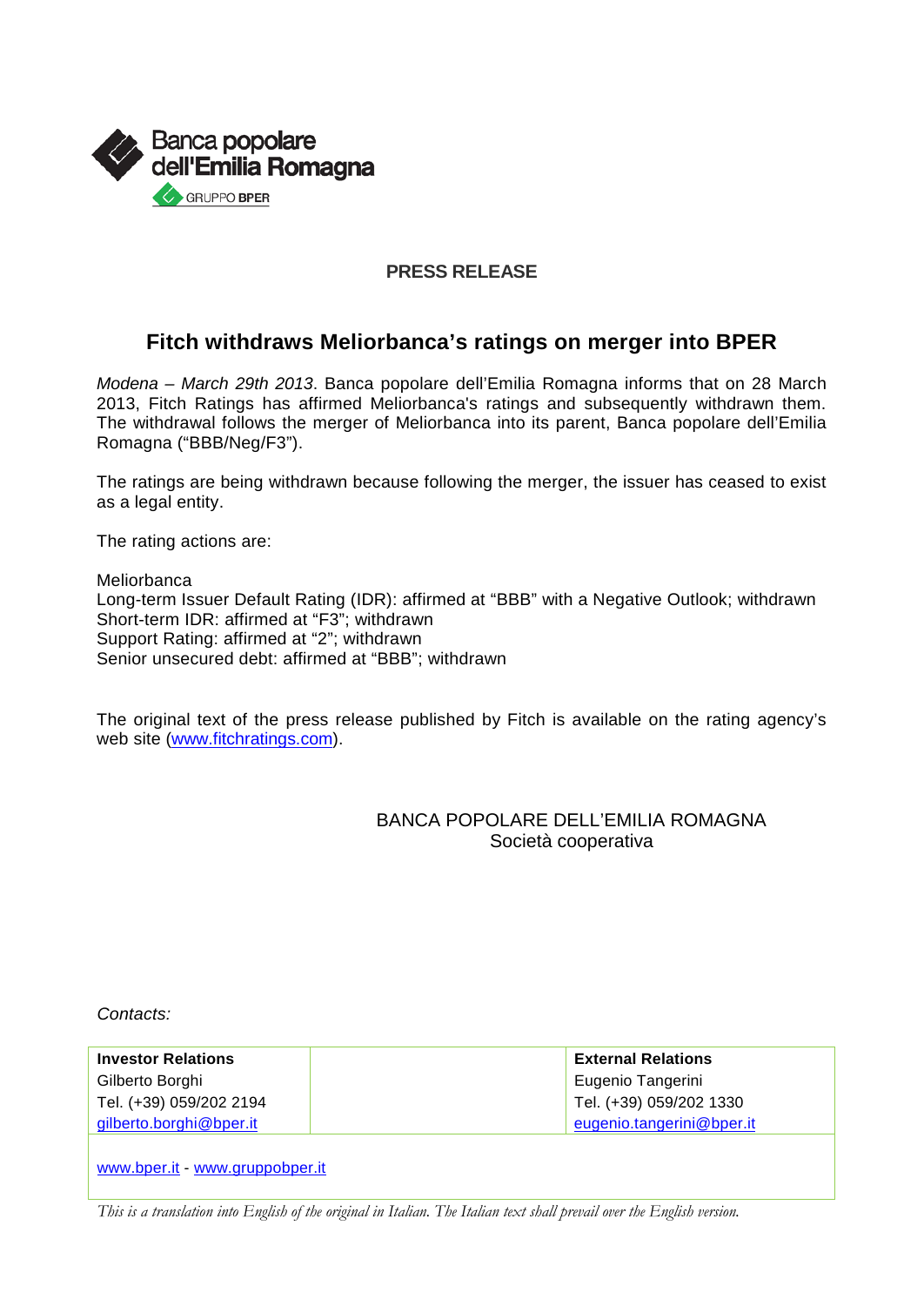Banca popolare dell'Emilia Romagna
GRUPPO BPER

**PRESS RELEASE**

# Fitch withdraws Meliorbanca's ratings on merger into BPER

*Modena – March 29th 2013*. Banca popolare dell'Emilia Romagna informs that on 28 March 2013, Fitch Ratings has affirmed Meliorbanca's ratings and subsequently withdrawn them. The withdrawal follows the merger of Meliorbanca into its parent, Banca popolare dell'Emilia Romagna ("BBB/Neg/F3").

The ratings are being withdrawn because following the merger, the issuer has ceased to exist as a legal entity.

The rating actions are:

Meliorbanca
Long-term Issuer Default Rating (IDR): affirmed at "BBB" with a Negative Outlook; withdrawn
Short-term IDR: affirmed at "F3"; withdrawn
Support Rating: affirmed at "2"; withdrawn
Senior unsecured debt: affirmed at "BBB"; withdrawn

The original text of the press release published by Fitch is available on the rating agency's web site (www.fitchratings.com).

BANCA POPOLARE DELL'EMILIA ROMAGNA
Società cooperativa

*Contacts:*

| **Investor Relations** | | **External Relations** |
|---|---|---|
| Gilberto Borghi | | Eugenio Tangerini |
| Tel. (+39) 059/202 2194 | | Tel. (+39) 059/202 1330 |
| gilberto.borghi@bper.it | | eugenio.tangerini@bper.it |

www.bper.it - www.gruppobper.it

*This is a translation into English of the original in Italian. The Italian text shall prevail over the English version.*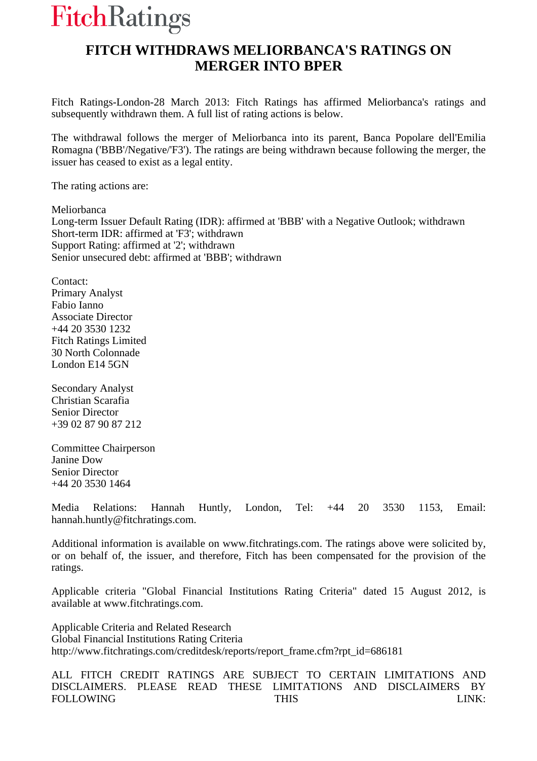FitchRatings

# FITCH WITHDRAWS MELIORBANCA'S RATINGS ON MERGER INTO BPER

Fitch Ratings-London-28 March 2013: Fitch Ratings has affirmed Meliorbanca's ratings and subsequently withdrawn them. A full list of rating actions is below.

The withdrawal follows the merger of Meliorbanca into its parent, Banca Popolare dell'Emilia Romagna ('BBB'/Negative/'F3'). The ratings are being withdrawn because following the merger, the issuer has ceased to exist as a legal entity.

The rating actions are:

Meliorbanca
Long-term Issuer Default Rating (IDR): affirmed at 'BBB' with a Negative Outlook; withdrawn
Short-term IDR: affirmed at 'F3'; withdrawn
Support Rating: affirmed at '2'; withdrawn
Senior unsecured debt: affirmed at 'BBB'; withdrawn

Contact:
Primary Analyst
Fabio Ianno
Associate Director
+44 20 3530 1232
Fitch Ratings Limited
30 North Colonnade
London E14 5GN

Secondary Analyst
Christian Scarafia
Senior Director
+39 02 87 90 87 212

Committee Chairperson
Janine Dow
Senior Director
+44 20 3530 1464

Media Relations: Hannah Huntly, London, Tel: +44 20 3530 1153, Email: hannah.huntly@fitchratings.com.

Additional information is available on www.fitchratings.com. The ratings above were solicited by, or on behalf of, the issuer, and therefore, Fitch has been compensated for the provision of the ratings.

Applicable criteria "Global Financial Institutions Rating Criteria" dated 15 August 2012, is available at www.fitchratings.com.

Applicable Criteria and Related Research
Global Financial Institutions Rating Criteria
http://www.fitchratings.com/creditdesk/reports/report_frame.cfm?rpt_id=686181

ALL FITCH CREDIT RATINGS ARE SUBJECT TO CERTAIN LIMITATIONS AND DISCLAIMERS. PLEASE READ THESE LIMITATIONS AND DISCLAIMERS BY FOLLOWING THIS LINK: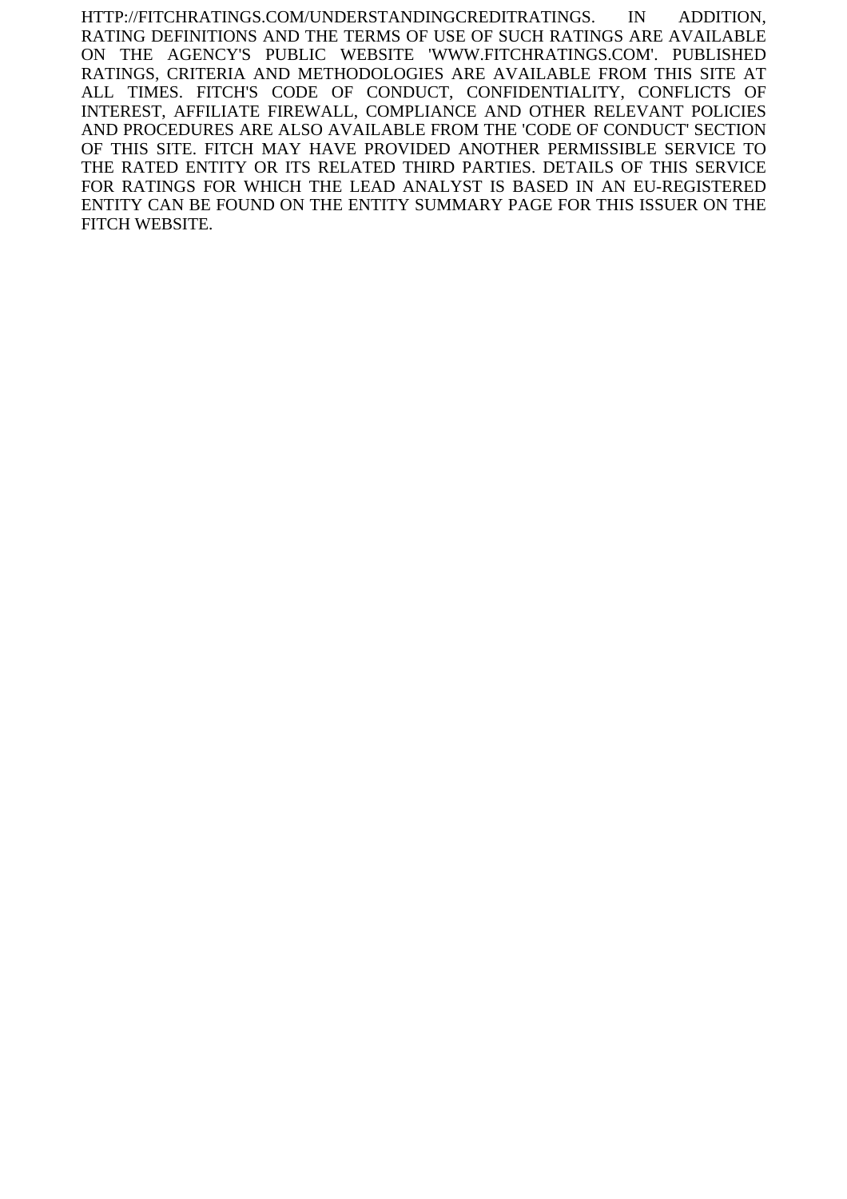HTTP://FITCHRATINGS.COM/UNDERSTANDINGCREDITRATINGS. IN ADDITION, RATING DEFINITIONS AND THE TERMS OF USE OF SUCH RATINGS ARE AVAILABLE ON THE AGENCY'S PUBLIC WEBSITE 'WWW.FITCHRATINGS.COM'. PUBLISHED RATINGS, CRITERIA AND METHODOLOGIES ARE AVAILABLE FROM THIS SITE AT ALL TIMES. FITCH'S CODE OF CONDUCT, CONFIDENTIALITY, CONFLICTS OF INTEREST, AFFILIATE FIREWALL, COMPLIANCE AND OTHER RELEVANT POLICIES AND PROCEDURES ARE ALSO AVAILABLE FROM THE 'CODE OF CONDUCT' SECTION OF THIS SITE. FITCH MAY HAVE PROVIDED ANOTHER PERMISSIBLE SERVICE TO THE RATED ENTITY OR ITS RELATED THIRD PARTIES. DETAILS OF THIS SERVICE FOR RATINGS FOR WHICH THE LEAD ANALYST IS BASED IN AN EU-REGISTERED ENTITY CAN BE FOUND ON THE ENTITY SUMMARY PAGE FOR THIS ISSUER ON THE FITCH WEBSITE.